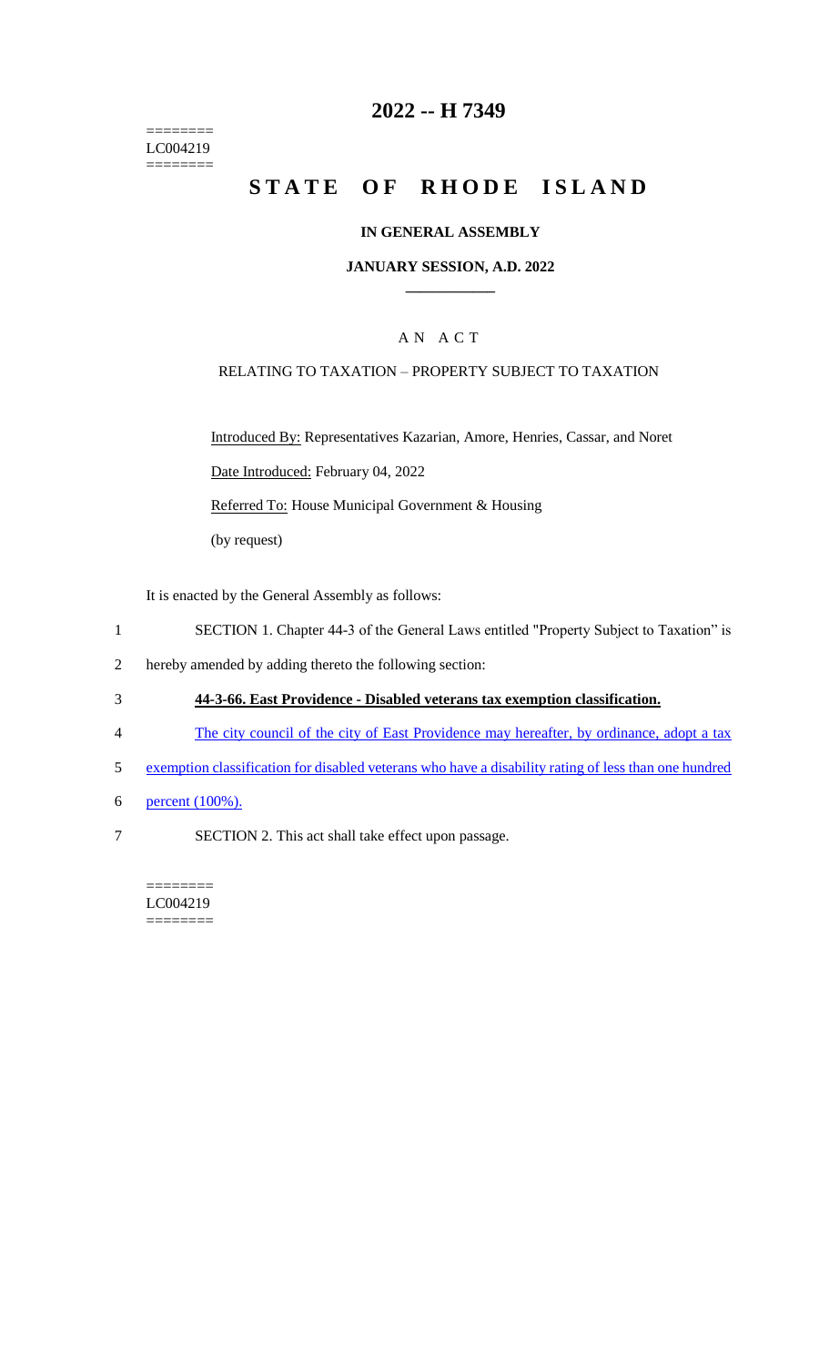========
LC004219
========

# 2022 -- H 7349

# STATE OF RHODE ISLAND

## IN GENERAL ASSEMBLY

### JANUARY SESSION, A.D. 2022

____________

A N A C T

RELATING TO TAXATION – PROPERTY SUBJECT TO TAXATION

Introduced By: Representatives Kazarian, Amore, Henries, Cassar, and Noret

Date Introduced: February 04, 2022

Referred To: House Municipal Government & Housing

(by request)

It is enacted by the General Assembly as follows:

1 SECTION 1. Chapter 44-3 of the General Laws entitled "Property Subject to Taxation" is
2 hereby amended by adding thereto the following section:

3 **44-3-66. East Providence - Disabled veterans tax exemption classification.**

4 The city council of the city of East Providence may hereafter, by ordinance, adopt a tax
5 exemption classification for disabled veterans who have a disability rating of less than one hundred
6 percent (100%).

7 SECTION 2. This act shall take effect upon passage.

========
LC004219
========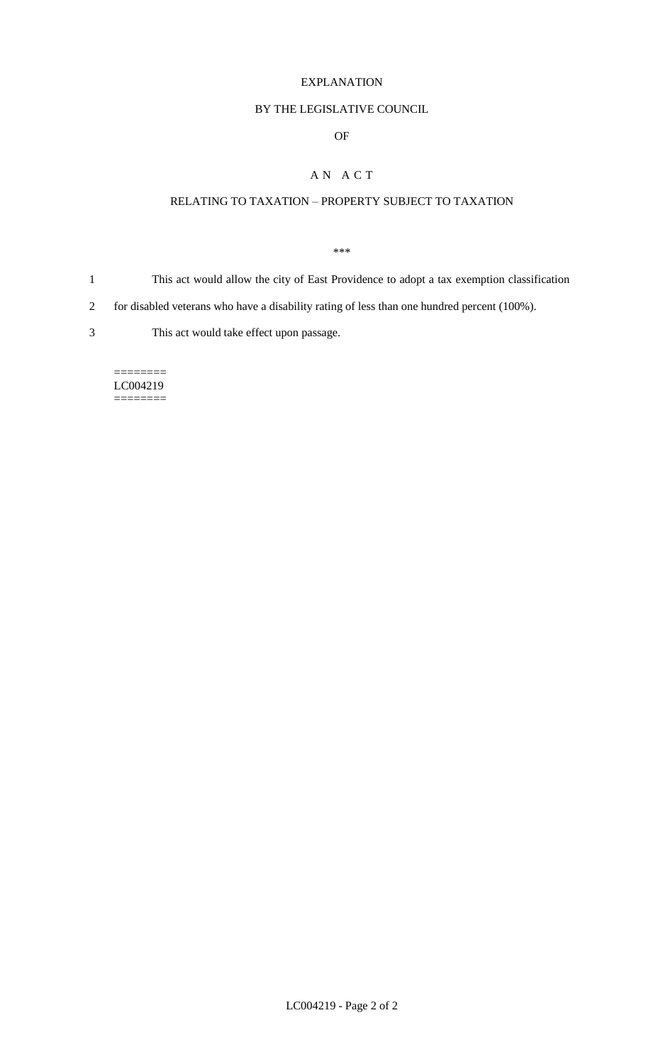EXPLANATION

BY THE LEGISLATIVE COUNCIL

OF

A N A C T

RELATING TO TAXATION – PROPERTY SUBJECT TO TAXATION

\*\*\*

1 This act would allow the city of East Providence to adopt a tax exemption classification

2 for disabled veterans who have a disability rating of less than one hundred percent (100%).

3 This act would take effect upon passage.

========
LC004219
========